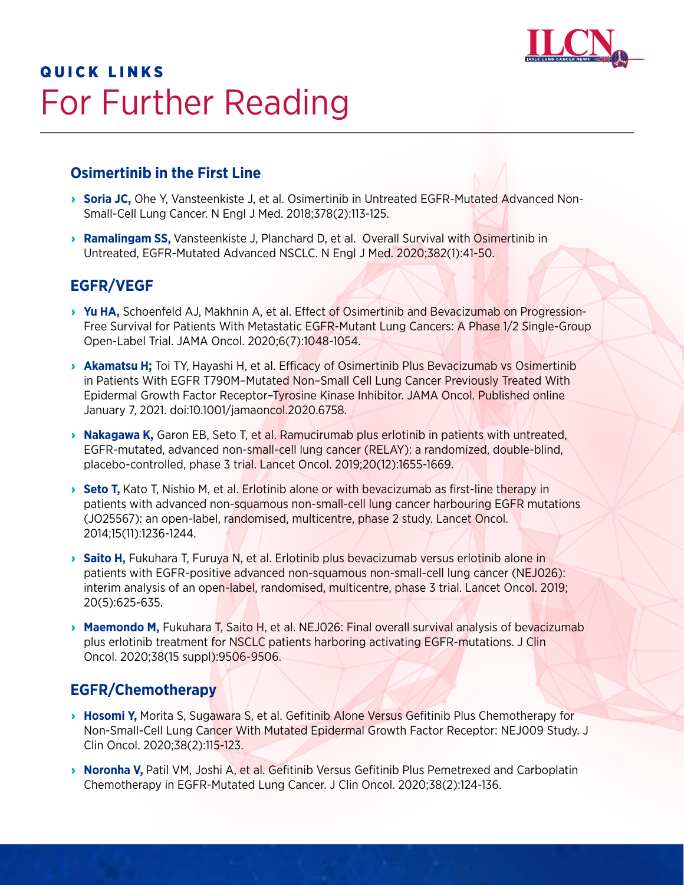## QUICK LINKS

# For Further Reading

### Osimertinib in the First Line

- **Soria JC,** Ohe Y, Vansteenkiste J, et al. Osimertinib in Untreated EGFR-Mutated Advanced Non-Small-Cell Lung Cancer. N Engl J Med. 2018;378(2):113-125.
- **Ramalingam SS,** Vansteenkiste J, Planchard D, et al. Overall Survival with Osimertinib in Untreated, EGFR-Mutated Advanced NSCLC. N Engl J Med. 2020;382(1):41-50.

### EGFR/VEGF

- **Yu HA,** Schoenfeld AJ, Makhnin A, et al. Effect of Osimertinib and Bevacizumab on Progression-Free Survival for Patients With Metastatic EGFR-Mutant Lung Cancers: A Phase 1/2 Single-Group Open-Label Trial. JAMA Oncol. 2020;6(7):1048-1054.
- **Akamatsu H;** Toi TY, Hayashi H, et al. Efficacy of Osimertinib Plus Bevacizumab vs Osimertinib in Patients With EGFR T790M–Mutated Non–Small Cell Lung Cancer Previously Treated With Epidermal Growth Factor Receptor–Tyrosine Kinase Inhibitor. JAMA Oncol. Published online January 7, 2021. doi:10.1001/jamaoncol.2020.6758.
- **Nakagawa K,** Garon EB, Seto T, et al. Ramucirumab plus erlotinib in patients with untreated, EGFR-mutated, advanced non-small-cell lung cancer (RELAY): a randomized, double-blind, placebo-controlled, phase 3 trial. Lancet Oncol. 2019;20(12):1655-1669.
- **Seto T,** Kato T, Nishio M, et al. Erlotinib alone or with bevacizumab as first-line therapy in patients with advanced non-squamous non-small-cell lung cancer harbouring EGFR mutations (JO25567): an open-label, randomised, multicentre, phase 2 study. Lancet Oncol. 2014;15(11):1236-1244.
- **Saito H,** Fukuhara T, Furuya N, et al. Erlotinib plus bevacizumab versus erlotinib alone in patients with EGFR-positive advanced non-squamous non-small-cell lung cancer (NEJ026): interim analysis of an open-label, randomised, multicentre, phase 3 trial. Lancet Oncol. 2019; 20(5):625-635.
- **Maemondo M,** Fukuhara T, Saito H, et al. NEJ026: Final overall survival analysis of bevacizumab plus erlotinib treatment for NSCLC patients harboring activating EGFR-mutations. J Clin Oncol. 2020;38(15 suppl):9506-9506.

### EGFR/Chemotherapy

- **Hosomi Y,** Morita S, Sugawara S, et al. Gefitinib Alone Versus Gefitinib Plus Chemotherapy for Non-Small-Cell Lung Cancer With Mutated Epidermal Growth Factor Receptor: NEJ009 Study. J Clin Oncol. 2020;38(2):115-123.
- **Noronha V,** Patil VM, Joshi A, et al. Gefitinib Versus Gefitinib Plus Pemetrexed and Carboplatin Chemotherapy in EGFR-Mutated Lung Cancer. J Clin Oncol. 2020;38(2):124-136.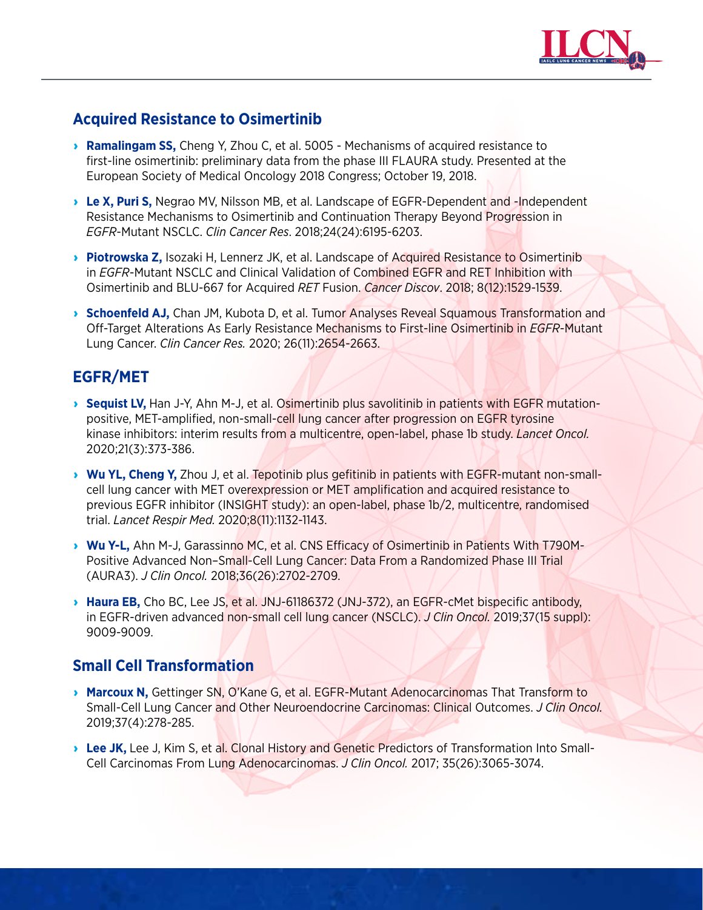## Acquired Resistance to Osimertinib

- **Ramalingam SS,** Cheng Y, Zhou C, et al. 5005 - Mechanisms of acquired resistance to first-line osimertinib: preliminary data from the phase III FLAURA study. Presented at the European Society of Medical Oncology 2018 Congress; October 19, 2018.
- **Le X, Puri S,** Negrao MV, Nilsson MB, et al. Landscape of EGFR-Dependent and -Independent Resistance Mechanisms to Osimertinib and Continuation Therapy Beyond Progression in *EGFR*-Mutant NSCLC. *Clin Cancer Res*. 2018;24(24):6195-6203.
- **Piotrowska Z,** Isozaki H, Lennerz JK, et al. Landscape of Acquired Resistance to Osimertinib in *EGFR*-Mutant NSCLC and Clinical Validation of Combined EGFR and RET Inhibition with Osimertinib and BLU-667 for Acquired *RET* Fusion. *Cancer Discov*. 2018; 8(12):1529-1539.
- **Schoenfeld AJ,** Chan JM, Kubota D, et al. Tumor Analyses Reveal Squamous Transformation and Off-Target Alterations As Early Resistance Mechanisms to First-line Osimertinib in *EGFR*-Mutant Lung Cancer. *Clin Cancer Res.* 2020; 26(11):2654-2663.

## EGFR/MET

- **Sequist LV,** Han J-Y, Ahn M-J, et al. Osimertinib plus savolitinib in patients with EGFR mutation-positive, MET-amplified, non-small-cell lung cancer after progression on EGFR tyrosine kinase inhibitors: interim results from a multicentre, open-label, phase 1b study. *Lancet Oncol.* 2020;21(3):373-386.
- **Wu YL, Cheng Y,** Zhou J, et al. Tepotinib plus gefitinib in patients with EGFR-mutant non-small-cell lung cancer with MET overexpression or MET amplification and acquired resistance to previous EGFR inhibitor (INSIGHT study): an open-label, phase 1b/2, multicentre, randomised trial. *Lancet Respir Med.* 2020;8(11):1132-1143.
- **Wu Y-L,** Ahn M-J, Garassinno MC, et al. CNS Efficacy of Osimertinib in Patients With T790M-Positive Advanced Non–Small-Cell Lung Cancer: Data From a Randomized Phase III Trial (AURA3). *J Clin Oncol.* 2018;36(26):2702-2709.
- **Haura EB,** Cho BC, Lee JS, et al. JNJ-61186372 (JNJ-372), an EGFR-cMet bispecific antibody, in EGFR-driven advanced non-small cell lung cancer (NSCLC). *J Clin Oncol.* 2019;37(15 suppl): 9009-9009.

## Small Cell Transformation

- **Marcoux N,** Gettinger SN, O'Kane G, et al. EGFR-Mutant Adenocarcinomas That Transform to Small-Cell Lung Cancer and Other Neuroendocrine Carcinomas: Clinical Outcomes. *J Clin Oncol.* 2019;37(4):278-285.
- **Lee JK,** Lee J, Kim S, et al. Clonal History and Genetic Predictors of Transformation Into Small-Cell Carcinomas From Lung Adenocarcinomas. *J Clin Oncol.* 2017; 35(26):3065-3074.